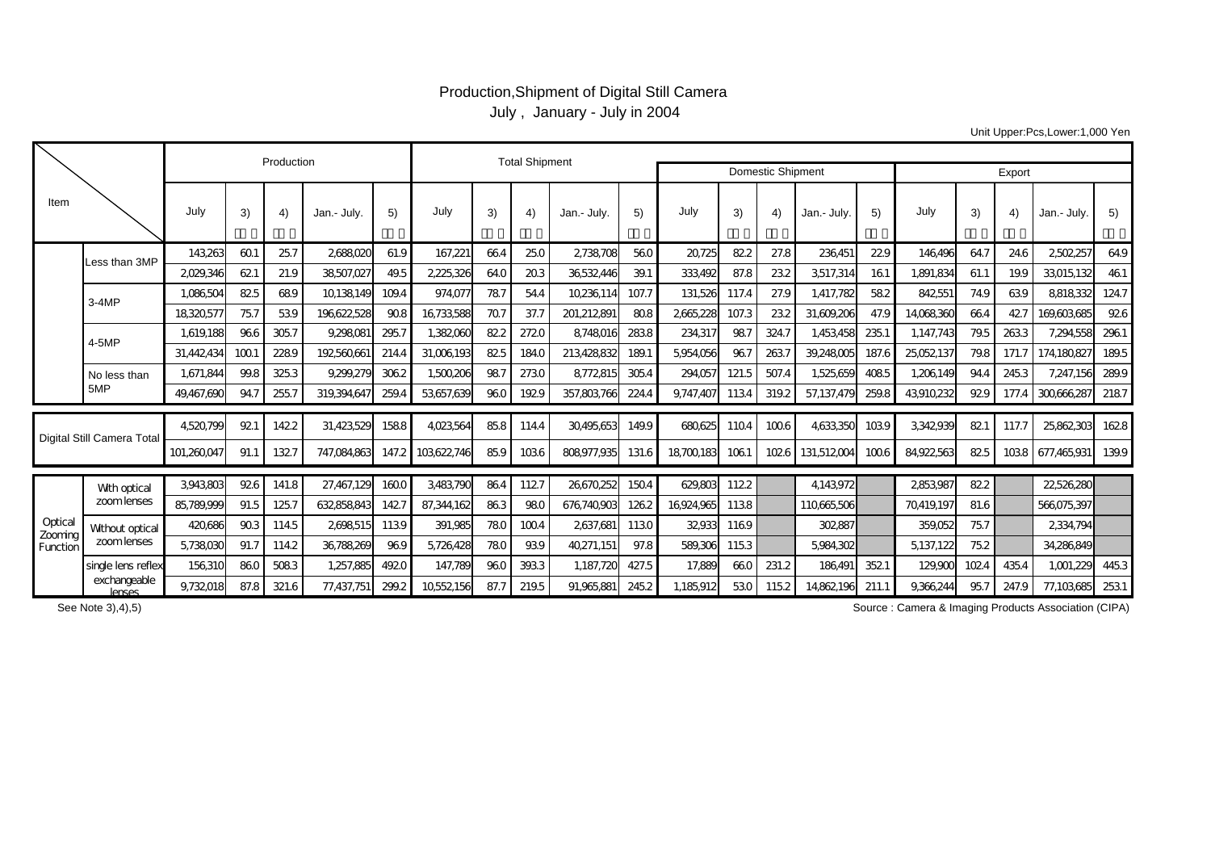# Production,Shipment of Digital Still Camera

July , January - July in 2004

Unit Upper:Pcs,Lower:1,000 Yen

| Item | | Production | | | | | Total Shipment | | | | | Domestic Shipment | | | | | Export | | | | |
|---|---|---|---|---|---|---|---|---|---|---|---|---|---|---|---|---|---|---|---|---|---|
| | | July | 3) | 4) | Jan.- July. | 5) | July | 3) | 4) | Jan.- July. | 5) | July | 3) | 4) | Jan.- July. | 5) | July | 3) | 4) | Jan.- July. | 5) |
| | Less than 3MP | 143,263 | 60.1 | 25.7 | 2,688,020 | 61.9 | 167,221 | 66.4 | 25.0 | 2,738,708 | 56.0 | 20,725 | 82.2 | 27.8 | 236,451 | 22.9 | 146,496 | 64.7 | 24.6 | 2,502,257 | 64.9 |
| | | 2,029,346 | 62.1 | 21.9 | 38,507,027 | 49.5 | 2,225,326 | 64.0 | 20.3 | 36,532,446 | 39.1 | 333,492 | 87.8 | 23.2 | 3,517,314 | 16.1 | 1,891,834 | 61.1 | 19.9 | 33,015,132 | 46.1 |
| | 3-4MP | 1,086,504 | 82.5 | 68.9 | 10,138,149 | 109.4 | 974,077 | 78.7 | 54.4 | 10,236,114 | 107.7 | 131,526 | 117.4 | 27.9 | 1,417,782 | 58.2 | 842,551 | 74.9 | 63.9 | 8,818,332 | 124.7 |
| | | 18,320,577 | 75.7 | 53.9 | 196,622,528 | 90.8 | 16,733,588 | 70.7 | 37.7 | 201,212,891 | 80.8 | 2,665,228 | 107.3 | 23.2 | 31,609,206 | 47.9 | 14,068,360 | 66.4 | 42.7 | 169,603,685 | 92.6 |
| | 4-5MP | 1,619,188 | 96.6 | 305.7 | 9,298,081 | 295.7 | 1,382,060 | 82.2 | 272.0 | 8,748,016 | 283.8 | 234,317 | 98.7 | 324.7 | 1,453,458 | 235.1 | 1,147,743 | 79.5 | 263.3 | 7,294,558 | 296.1 |
| | | 31,442,434 | 100.1 | 228.9 | 192,560,661 | 214.4 | 31,006,193 | 82.5 | 184.0 | 213,428,832 | 189.1 | 5,954,056 | 96.7 | 263.7 | 39,248,005 | 187.6 | 25,052,137 | 79.8 | 171.7 | 174,180,827 | 189.5 |
| | No less than 5MP | 1,671,844 | 99.8 | 325.3 | 9,299,279 | 306.2 | 1,500,206 | 98.7 | 273.0 | 8,772,815 | 305.4 | 294,057 | 121.5 | 507.4 | 1,525,659 | 408.5 | 1,206,149 | 94.4 | 245.3 | 7,247,156 | 289.9 |
| | | 49,467,690 | 94.7 | 255.7 | 319,394,647 | 259.4 | 53,657,639 | 96.0 | 192.9 | 357,803,766 | 224.4 | 9,747,407 | 113.4 | 319.2 | 57,137,479 | 259.8 | 43,910,232 | 92.9 | 177.4 | 300,666,287 | 218.7 |
| Digital Still Camera Total | | 4,520,799 | 92.1 | 142.2 | 31,423,529 | 158.8 | 4,023,564 | 85.8 | 114.4 | 30,495,653 | 149.9 | 680,625 | 110.4 | 100.6 | 4,633,350 | 103.9 | 3,342,939 | 82.1 | 117.7 | 25,862,303 | 162.8 |
| | | 101,260,047 | 91.1 | 132.7 | 747,084,863 | 147.2 | 103,622,746 | 85.9 | 103.6 | 808,977,935 | 131.6 | 18,700,183 | 106.1 | 102.6 | 131,512,004 | 100.6 | 84,922,563 | 82.5 | 103.8 | 677,465,931 | 139.9 |
| Optical Zooming Function | With optical zoom lenses | 3,943,803 | 92.6 | 141.8 | 27,467,129 | 160.0 | 3,483,790 | 86.4 | 112.7 | 26,670,252 | 150.4 | 629,803 | 112.2 | | 4,143,972 | | 2,853,987 | 82.2 | | 22,526,280 | |
| | | 85,789,999 | 91.5 | 125.7 | 632,858,843 | 142.7 | 87,344,162 | 86.3 | 98.0 | 676,740,903 | 126.2 | 16,924,965 | 113.8 | | 110,665,506 | | 70,419,197 | 81.6 | | 566,075,397 | |
| | Without optical zoom lenses | 420,686 | 90.3 | 114.5 | 2,698,515 | 113.9 | 391,985 | 78.0 | 100.4 | 2,637,681 | 113.0 | 32,933 | 116.9 | | 302,887 | | 359,052 | 75.7 | | 2,334,794 | |
| | | 5,738,030 | 91.7 | 114.2 | 36,788,269 | 96.9 | 5,726,428 | 78.0 | 93.9 | 40,271,151 | 97.8 | 589,306 | 115.3 | | 5,984,302 | | 5,137,122 | 75.2 | | 34,286,849 | |
| | single lens reflex exchangeable lenses | 156,310 | 86.0 | 508.3 | 1,257,885 | 492.0 | 147,789 | 96.0 | 393.3 | 1,187,720 | 427.5 | 17,889 | 66.0 | 231.2 | 186,491 | 352.1 | 129,900 | 102.4 | 435.4 | 1,001,229 | 445.3 |
| | | 9,732,018 | 87.8 | 321.6 | 77,437,751 | 299.2 | 10,552,156 | 87.7 | 219.5 | 91,965,881 | 245.2 | 1,185,912 | 53.0 | 115.2 | 14,862,196 | 211.1 | 9,366,244 | 95.7 | 247.9 | 77,103,685 | 253.1 |

See Note 3),4),5)

Source : Camera & Imaging Products Association (CIPA)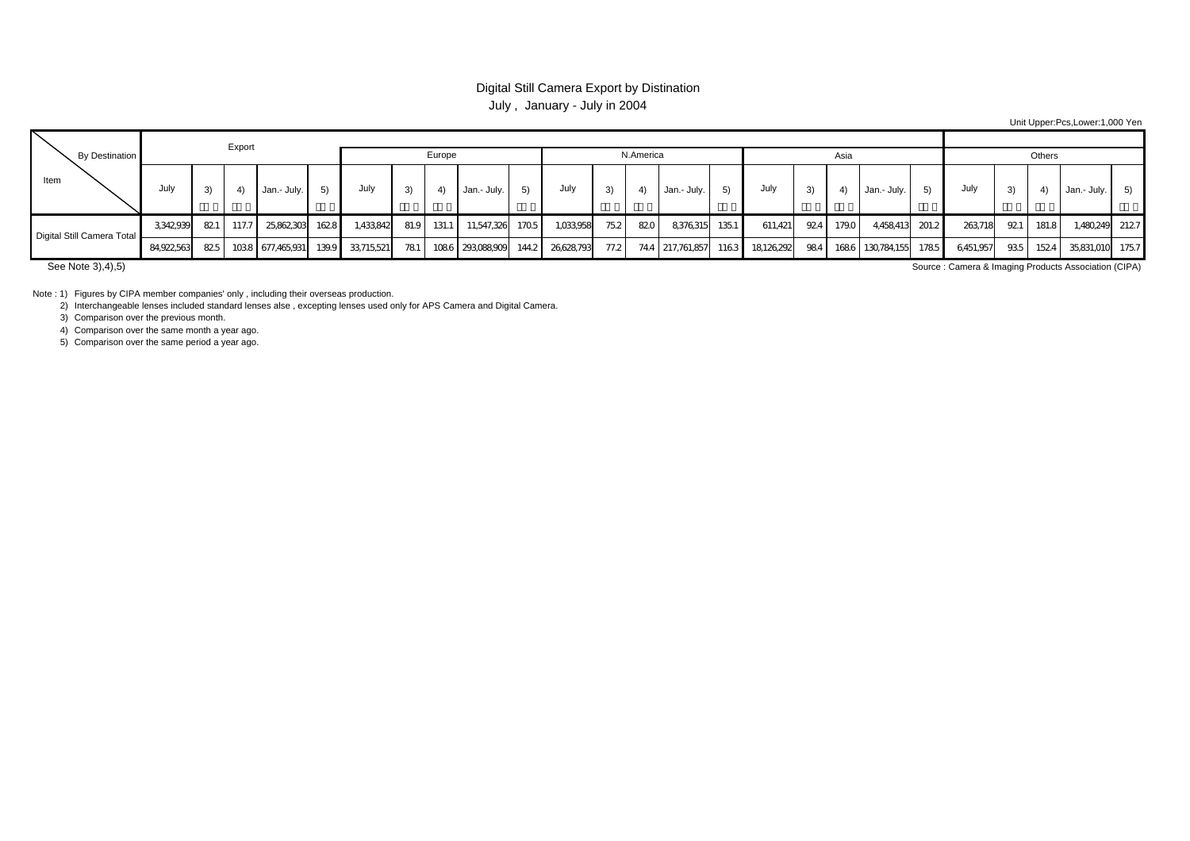# Digital Still Camera Export by Distination

July , January - July in 2004

Unit Upper:Pcs,Lower:1,000 Yen

| By Destination / Item | Export | | | | | Europe | | | | | N.America | | | | | Asia | | | | | Others | | | | |
|---|---|---|---|---|---|---|---|---|---|---|---|---|---|---|---|---|---|---|---|---|---|---|---|---|---|
| | July | 3) | 4) | Jan.- July. | 5) | July | 3) | 4) | Jan.- July. | 5) | July | 3) | 4) | Jan.- July. | 5) | July | 3) | 4) | Jan.- July. | 5) | July | 3) | 4) | Jan.- July. | 5) |
| Digital Still Camera Total | 3,342,939 | 82.1 | 117.7 | 25,862,303 | 162.8 | 1,433,842 | 81.9 | 131.1 | 11,547,326 | 170.5 | 1,033,958 | 75.2 | 82.0 | 8,376,315 | 135.1 | 611,421 | 92.4 | 179.0 | 4,458,413 | 201.2 | 263,718 | 92.1 | 181.8 | 1,480,249 | 212.7 |
| | 84,922,563 | 82.5 | 103.8 | 677,465,931 | 139.9 | 33,715,521 | 78.1 | 108.6 | 293,088,909 | 144.2 | 26,628,793 | 77.2 | 74.4 | 217,761,857 | 116.3 | 18,126,292 | 98.4 | 168.6 | 130,784,155 | 178.5 | 6,451,957 | 93.5 | 152.4 | 35,831,010 | 175.7 |

See Note 3),4),5)

Source : Camera & Imaging Products Association (CIPA)

Note : 1) Figures by CIPA member companies' only , including their overseas production.

2) Interchangeable lenses included standard lenses alse , excepting lenses used only for APS Camera and Digital Camera.

3) Comparison over the previous month.

4) Comparison over the same month a year ago.

5) Comparison over the same period a year ago.